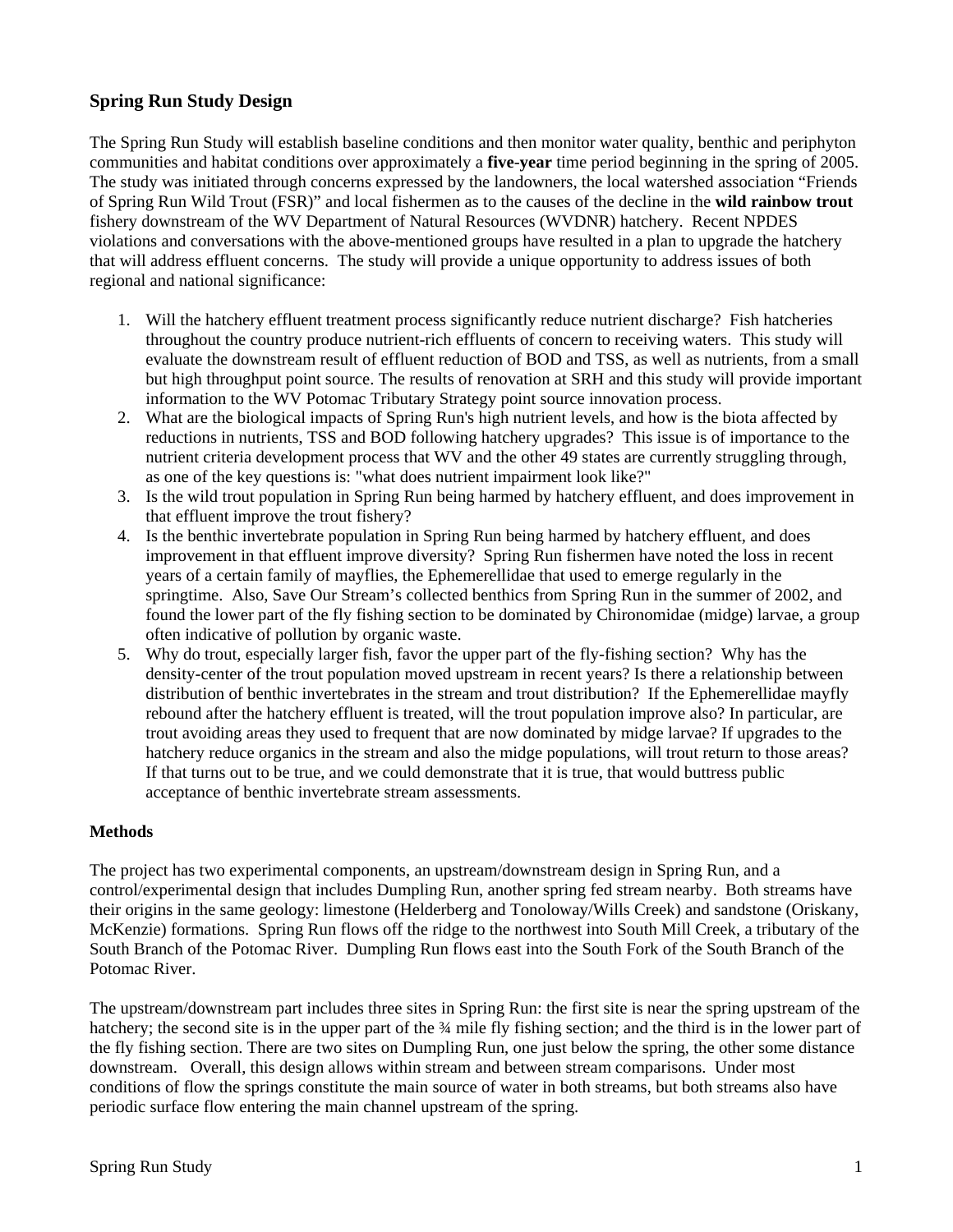## Spring Run Study Design

The Spring Run Study will establish baseline conditions and then monitor water quality, benthic and periphyton communities and habitat conditions over approximately a **five-year** time period beginning in the spring of 2005. The study was initiated through concerns expressed by the landowners, the local watershed association "Friends of Spring Run Wild Trout (FSR)" and local fishermen as to the causes of the decline in the **wild rainbow trout** fishery downstream of the WV Department of Natural Resources (WVDNR) hatchery. Recent NPDES violations and conversations with the above-mentioned groups have resulted in a plan to upgrade the hatchery that will address effluent concerns. The study will provide a unique opportunity to address issues of both regional and national significance:

1. Will the hatchery effluent treatment process significantly reduce nutrient discharge? Fish hatcheries throughout the country produce nutrient-rich effluents of concern to receiving waters. This study will evaluate the downstream result of effluent reduction of BOD and TSS, as well as nutrients, from a small but high throughput point source. The results of renovation at SRH and this study will provide important information to the WV Potomac Tributary Strategy point source innovation process.
2. What are the biological impacts of Spring Run's high nutrient levels, and how is the biota affected by reductions in nutrients, TSS and BOD following hatchery upgrades? This issue is of importance to the nutrient criteria development process that WV and the other 49 states are currently struggling through, as one of the key questions is: "what does nutrient impairment look like?"
3. Is the wild trout population in Spring Run being harmed by hatchery effluent, and does improvement in that effluent improve the trout fishery?
4. Is the benthic invertebrate population in Spring Run being harmed by hatchery effluent, and does improvement in that effluent improve diversity? Spring Run fishermen have noted the loss in recent years of a certain family of mayflies, the Ephemerellidae that used to emerge regularly in the springtime. Also, Save Our Stream's collected benthics from Spring Run in the summer of 2002, and found the lower part of the fly fishing section to be dominated by Chironomidae (midge) larvae, a group often indicative of pollution by organic waste.
5. Why do trout, especially larger fish, favor the upper part of the fly-fishing section? Why has the density-center of the trout population moved upstream in recent years? Is there a relationship between distribution of benthic invertebrates in the stream and trout distribution? If the Ephemerellidae mayfly rebound after the hatchery effluent is treated, will the trout population improve also? In particular, are trout avoiding areas they used to frequent that are now dominated by midge larvae? If upgrades to the hatchery reduce organics in the stream and also the midge populations, will trout return to those areas? If that turns out to be true, and we could demonstrate that it is true, that would buttress public acceptance of benthic invertebrate stream assessments.

### Methods

The project has two experimental components, an upstream/downstream design in Spring Run, and a control/experimental design that includes Dumpling Run, another spring fed stream nearby. Both streams have their origins in the same geology: limestone (Helderberg and Tonoloway/Wills Creek) and sandstone (Oriskany, McKenzie) formations. Spring Run flows off the ridge to the northwest into South Mill Creek, a tributary of the South Branch of the Potomac River. Dumpling Run flows east into the South Fork of the South Branch of the Potomac River.

The upstream/downstream part includes three sites in Spring Run: the first site is near the spring upstream of the hatchery; the second site is in the upper part of the ¾ mile fly fishing section; and the third is in the lower part of the fly fishing section. There are two sites on Dumpling Run, one just below the spring, the other some distance downstream. Overall, this design allows within stream and between stream comparisons. Under most conditions of flow the springs constitute the main source of water in both streams, but both streams also have periodic surface flow entering the main channel upstream of the spring.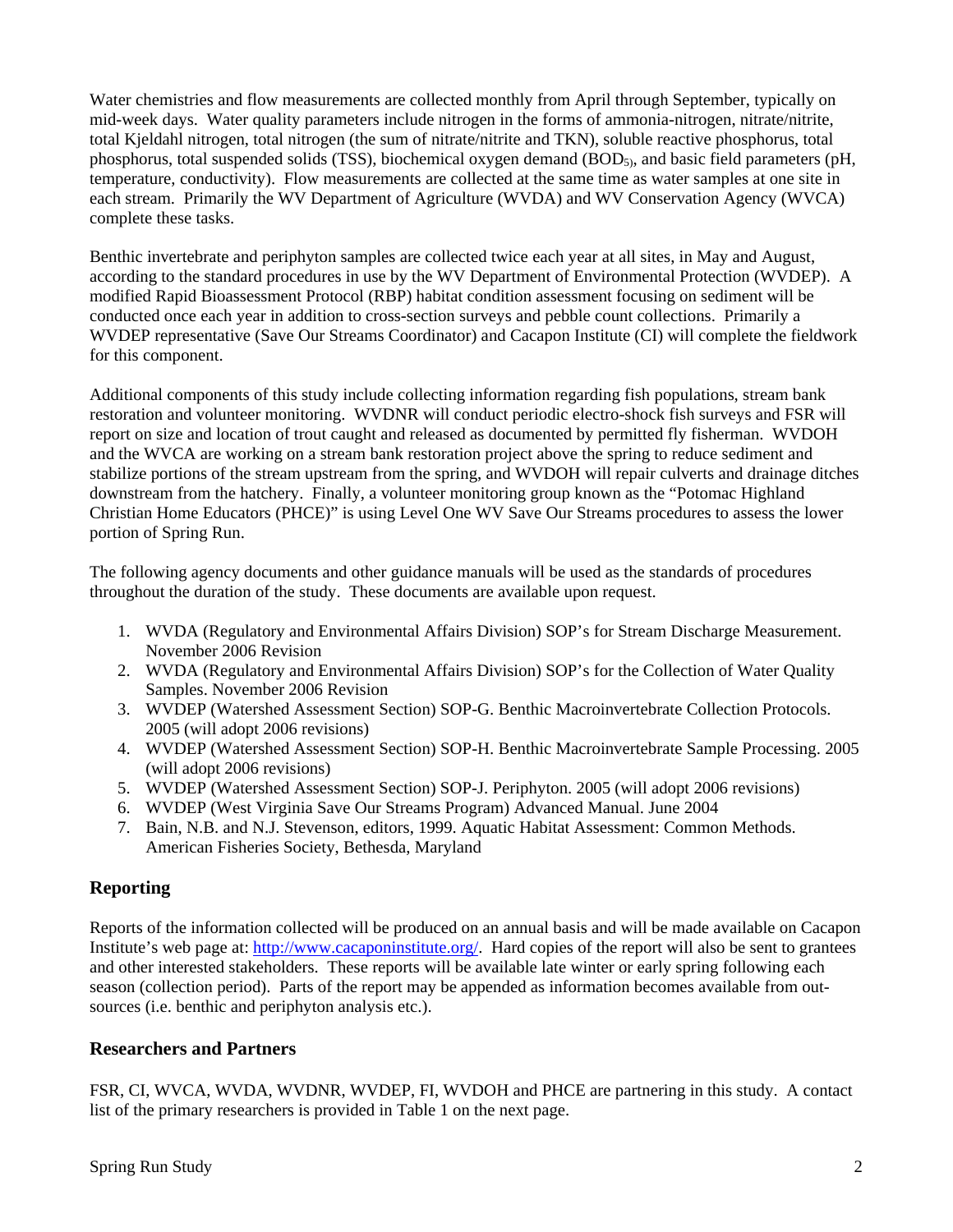Water chemistries and flow measurements are collected monthly from April through September, typically on mid-week days. Water quality parameters include nitrogen in the forms of ammonia-nitrogen, nitrate/nitrite, total Kjeldahl nitrogen, total nitrogen (the sum of nitrate/nitrite and TKN), soluble reactive phosphorus, total phosphorus, total suspended solids (TSS), biochemical oxygen demand ($BOD_{5}$), and basic field parameters (pH, temperature, conductivity). Flow measurements are collected at the same time as water samples at one site in each stream. Primarily the WV Department of Agriculture (WVDA) and WV Conservation Agency (WVCA) complete these tasks.

Benthic invertebrate and periphyton samples are collected twice each year at all sites, in May and August, according to the standard procedures in use by the WV Department of Environmental Protection (WVDEP). A modified Rapid Bioassessment Protocol (RBP) habitat condition assessment focusing on sediment will be conducted once each year in addition to cross-section surveys and pebble count collections. Primarily a WVDEP representative (Save Our Streams Coordinator) and Cacapon Institute (CI) will complete the fieldwork for this component.

Additional components of this study include collecting information regarding fish populations, stream bank restoration and volunteer monitoring. WVDNR will conduct periodic electro-shock fish surveys and FSR will report on size and location of trout caught and released as documented by permitted fly fisherman. WVDOH and the WVCA are working on a stream bank restoration project above the spring to reduce sediment and stabilize portions of the stream upstream from the spring, and WVDOH will repair culverts and drainage ditches downstream from the hatchery. Finally, a volunteer monitoring group known as the "Potomac Highland Christian Home Educators (PHCE)" is using Level One WV Save Our Streams procedures to assess the lower portion of Spring Run.

The following agency documents and other guidance manuals will be used as the standards of procedures throughout the duration of the study. These documents are available upon request.

1. WVDA (Regulatory and Environmental Affairs Division) SOP's for Stream Discharge Measurement. November 2006 Revision
2. WVDA (Regulatory and Environmental Affairs Division) SOP's for the Collection of Water Quality Samples. November 2006 Revision
3. WVDEP (Watershed Assessment Section) SOP-G. Benthic Macroinvertebrate Collection Protocols. 2005 (will adopt 2006 revisions)
4. WVDEP (Watershed Assessment Section) SOP-H. Benthic Macroinvertebrate Sample Processing. 2005 (will adopt 2006 revisions)
5. WVDEP (Watershed Assessment Section) SOP-J. Periphyton. 2005 (will adopt 2006 revisions)
6. WVDEP (West Virginia Save Our Streams Program) Advanced Manual. June 2004
7. Bain, N.B. and N.J. Stevenson, editors, 1999. Aquatic Habitat Assessment: Common Methods. American Fisheries Society, Bethesda, Maryland

## Reporting

Reports of the information collected will be produced on an annual basis and will be made available on Cacapon Institute's web page at: http://www.cacaponinstitute.org/. Hard copies of the report will also be sent to grantees and other interested stakeholders. These reports will be available late winter or early spring following each season (collection period). Parts of the report may be appended as information becomes available from out-sources (i.e. benthic and periphyton analysis etc.).

## Researchers and Partners

FSR, CI, WVCA, WVDA, WVDNR, WVDEP, FI, WVDOH and PHCE are partnering in this study. A contact list of the primary researchers is provided in Table 1 on the next page.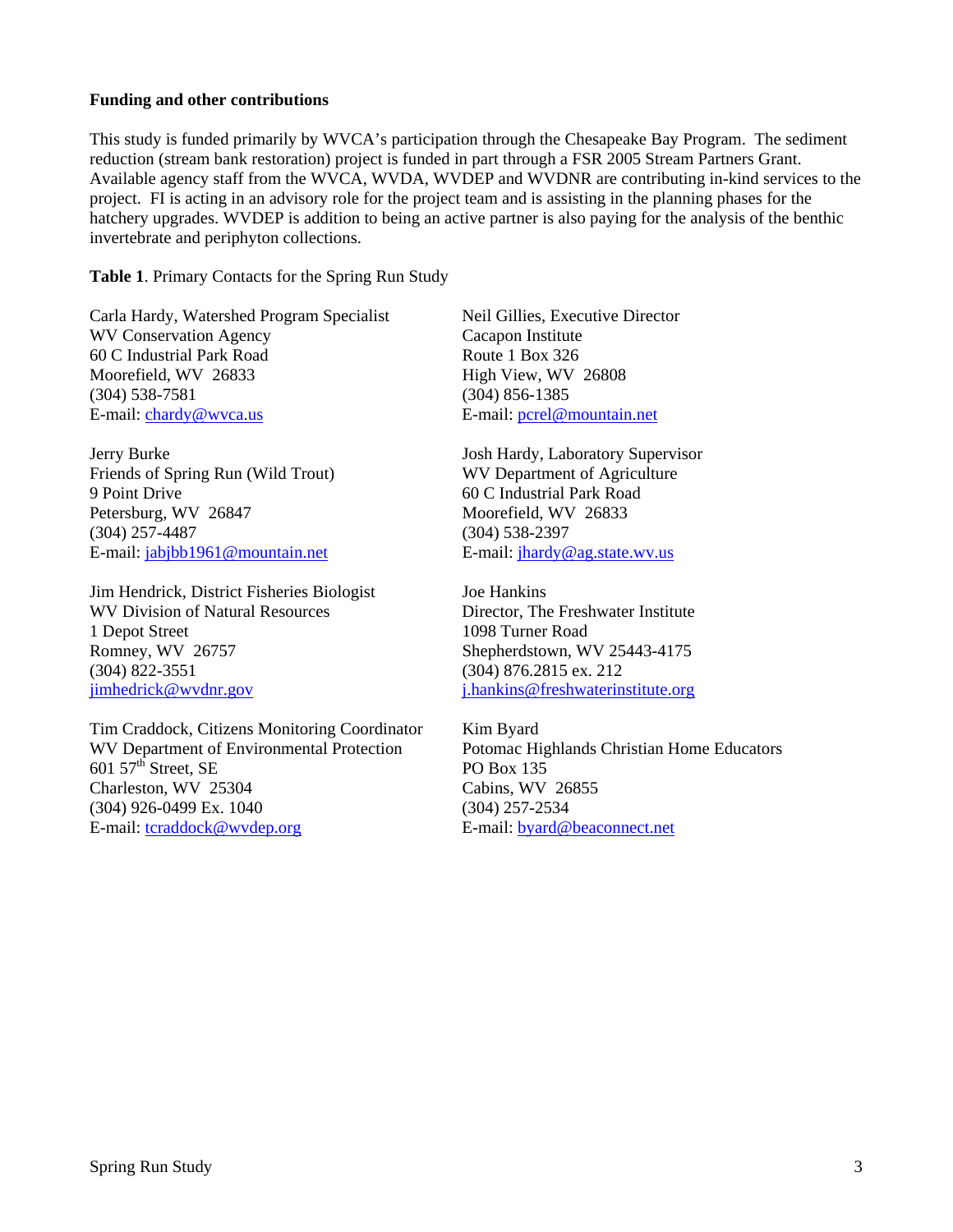**Funding and other contributions**

This study is funded primarily by WVCA's participation through the Chesapeake Bay Program. The sediment reduction (stream bank restoration) project is funded in part through a FSR 2005 Stream Partners Grant. Available agency staff from the WVCA, WVDA, WVDEP and WVDNR are contributing in-kind services to the project. FI is acting in an advisory role for the project team and is assisting in the planning phases for the hatchery upgrades. WVDEP is addition to being an active partner is also paying for the analysis of the benthic invertebrate and periphyton collections.

**Table 1**. Primary Contacts for the Spring Run Study

Carla Hardy, Watershed Program Specialist
WV Conservation Agency
60 C Industrial Park Road
Moorefield, WV 26833
(304) 538-7581
E-mail: chardy@wvca.us

Neil Gillies, Executive Director
Cacapon Institute
Route 1 Box 326
High View, WV 26808
(304) 856-1385
E-mail: pcrel@mountain.net

Jerry Burke
Friends of Spring Run (Wild Trout)
9 Point Drive
Petersburg, WV 26847
(304) 257-4487
E-mail: jabjbb1961@mountain.net

Josh Hardy, Laboratory Supervisor
WV Department of Agriculture
60 C Industrial Park Road
Moorefield, WV 26833
(304) 538-2397
E-mail: jhardy@ag.state.wv.us

Jim Hendrick, District Fisheries Biologist
WV Division of Natural Resources
1 Depot Street
Romney, WV 26757
(304) 822-3551
jimhedrick@wvdnr.gov

Joe Hankins
Director, The Freshwater Institute
1098 Turner Road
Shepherdstown, WV 25443-4175
(304) 876.2815 ex. 212
j.hankins@freshwaterinstitute.org

Tim Craddock, Citizens Monitoring Coordinator
WV Department of Environmental Protection
601 57th Street, SE
Charleston, WV 25304
(304) 926-0499 Ex. 1040
E-mail: tcraddock@wvdep.org

Kim Byard
Potomac Highlands Christian Home Educators
PO Box 135
Cabins, WV 26855
(304) 257-2534
E-mail: byard@beaconnect.net